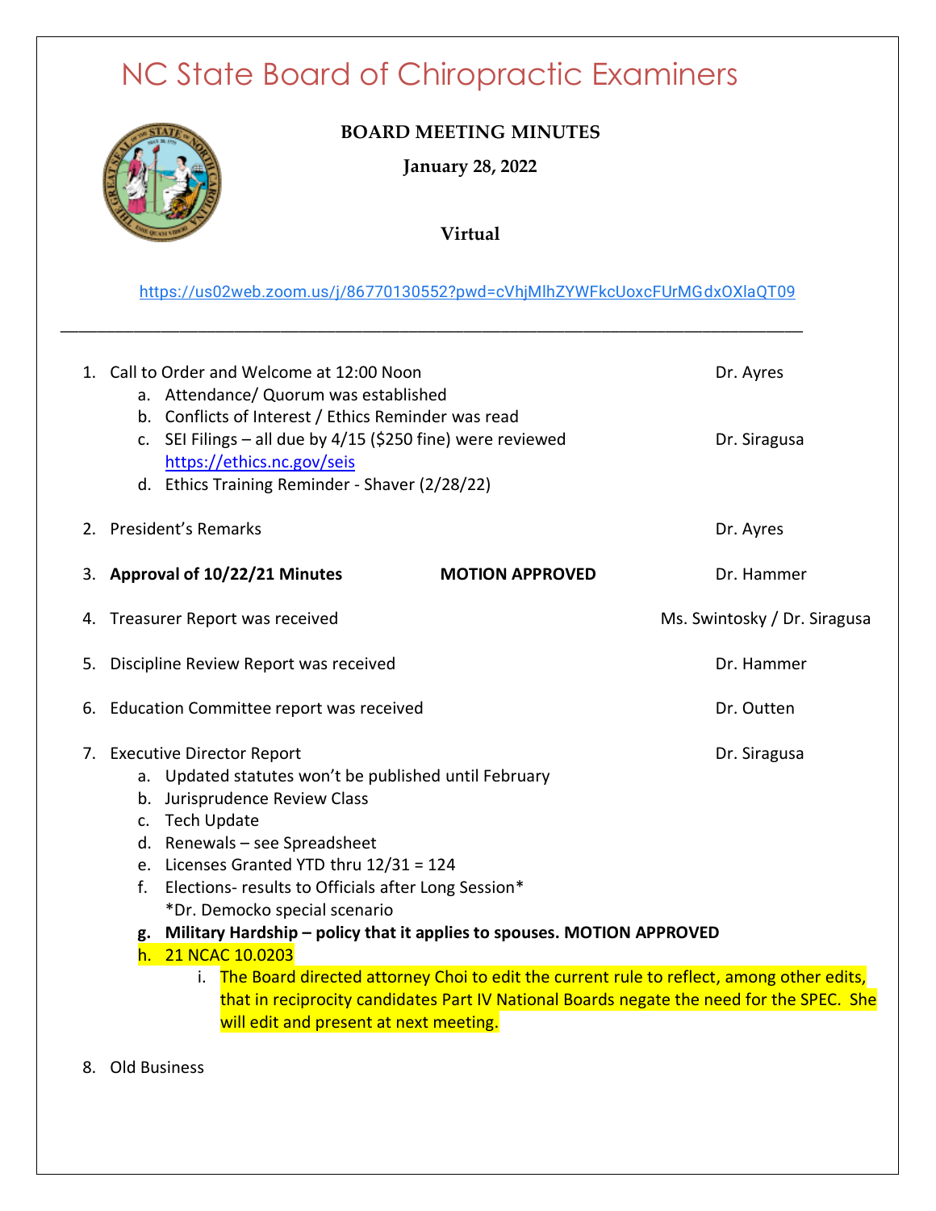# NC State Board of Chiropractic Examiners

**BOARD MEETING MINUTES**

**January 28, 2022**

**Virtual**

https://us02web.zoom.us/j/86770130552?pwd=cVhjMlhZYWFkcUoxcFUrMGdxOXlaQT09

---

1. Call to Order and Welcome at 12:00 Noon — Dr. Ayres
   a. Attendance/ Quorum was established
   b. Conflicts of Interest / Ethics Reminder was read
   c. SEI Filings – all due by 4/15 ($250 fine) were reviewed — Dr. Siragusa
      https://ethics.nc.gov/seis
   d. Ethics Training Reminder - Shaver (2/28/22)

2. President's Remarks — Dr. Ayres

3. **Approval of 10/22/21 Minutes** **MOTION APPROVED** — Dr. Hammer

4. Treasurer Report was received — Ms. Swintosky / Dr. Siragusa

5. Discipline Review Report was received — Dr. Hammer

6. Education Committee report was received — Dr. Outten

7. Executive Director Report — Dr. Siragusa
   a. Updated statutes won't be published until February
   b. Jurisprudence Review Class
   c. Tech Update
   d. Renewals – see Spreadsheet
   e. Licenses Granted YTD thru 12/31 = 124
   f. Elections- results to Officials after Long Session*
      *Dr. Democko special scenario
   g. **Military Hardship – policy that it applies to spouses. MOTION APPROVED**
   h. 21 NCAC 10.0203
      i. The Board directed attorney Choi to edit the current rule to reflect, among other edits, that in reciprocity candidates Part IV National Boards negate the need for the SPEC. She will edit and present at next meeting.

8. Old Business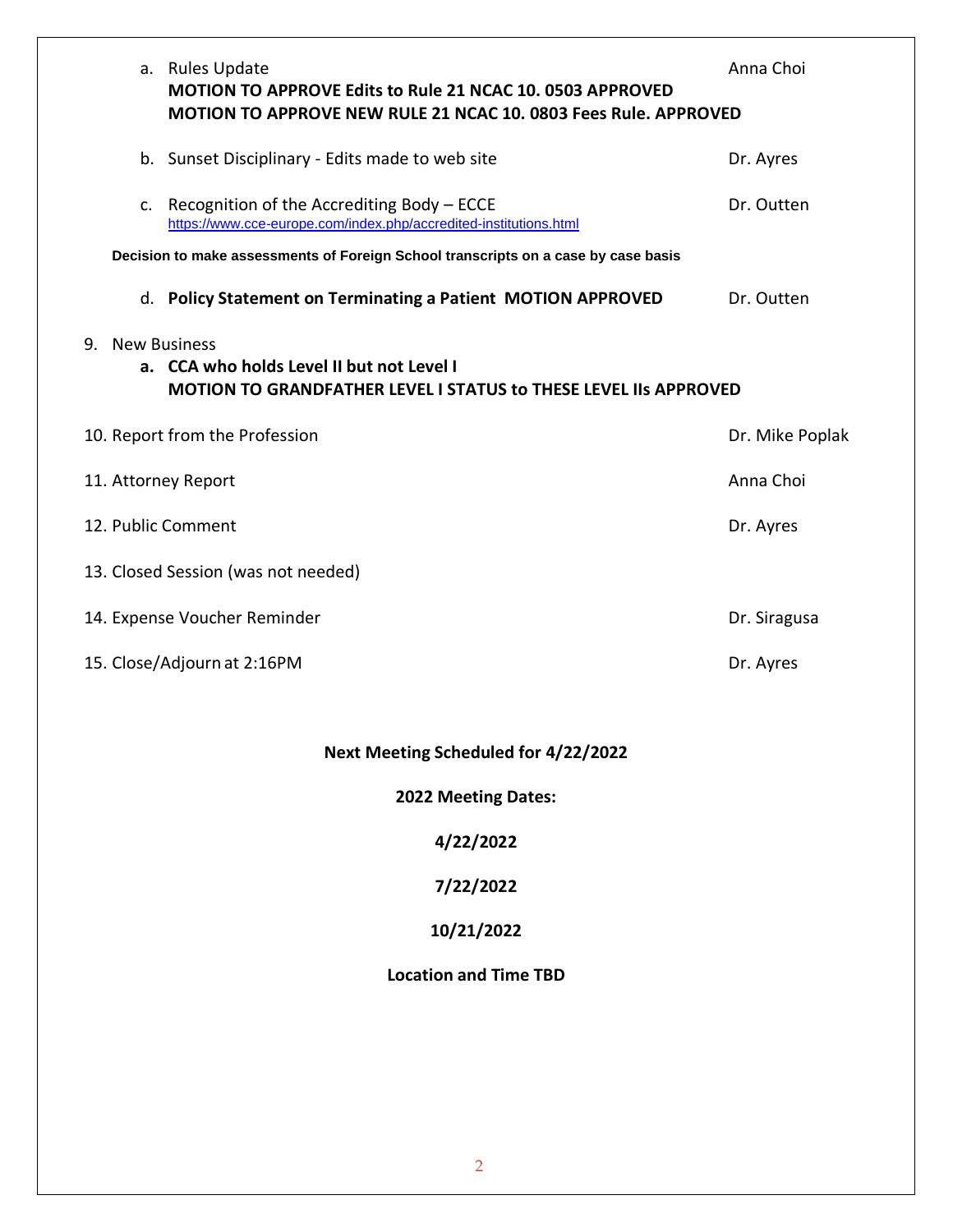a. Rules Update — Anna Choi
   **MOTION TO APPROVE Edits to Rule 21 NCAC 10. 0503 APPROVED**
   **MOTION TO APPROVE NEW RULE 21 NCAC 10. 0803 Fees Rule. APPROVED**

b. Sunset Disciplinary - Edits made to web site — Dr. Ayres

c. Recognition of the Accrediting Body – ECCE — Dr. Outten
   https://www.cce-europe.com/index.php/accredited-institutions.html

**Decision to make assessments of Foreign School transcripts on a case by case basis**

d. **Policy Statement on Terminating a Patient MOTION APPROVED** — Dr. Outten

9. New Business
   a. **CCA who holds Level II but not Level I**
      **MOTION TO GRANDFATHER LEVEL I STATUS to THESE LEVEL IIs APPROVED**

10. Report from the Profession — Dr. Mike Poplak

11. Attorney Report — Anna Choi

12. Public Comment — Dr. Ayres

13. Closed Session (was not needed)

14. Expense Voucher Reminder — Dr. Siragusa

15. Close/Adjourn at 2:16PM — Dr. Ayres

**Next Meeting Scheduled for 4/22/2022**

**2022 Meeting Dates:**

**4/22/2022**

**7/22/2022**

**10/21/2022**

**Location and Time TBD**